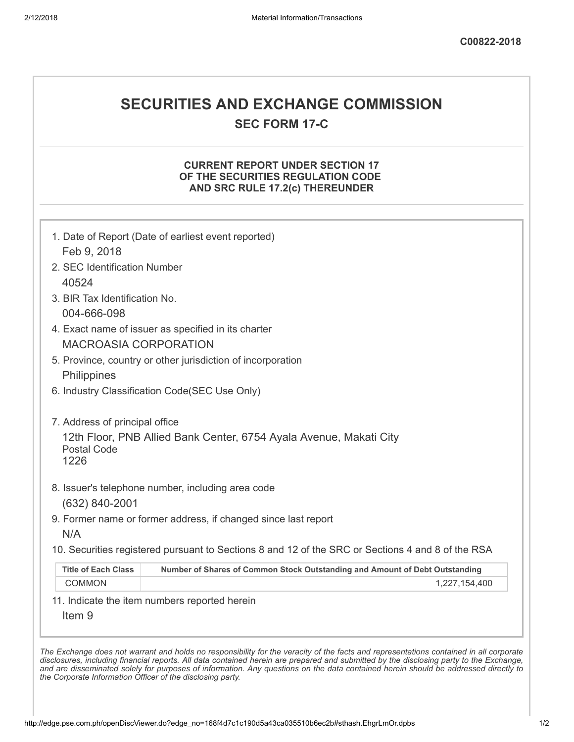C00822-2018

# SECURITIES AND EXCHANGE COMMISSION

## SEC FORM 17-C

### CURRENT REPORT UNDER SECTION 17 OF THE SECURITIES REGULATION CODE AND SRC RULE 17.2(c) THEREUNDER

1. Date of Report (Date of earliest event reported)
   Feb 9, 2018
2. SEC Identification Number
   40524
3. BIR Tax Identification No.
   004-666-098
4. Exact name of issuer as specified in its charter
   MACROASIA CORPORATION
5. Province, country or other jurisdiction of incorporation
   Philippines
6. Industry Classification Code(SEC Use Only)

7. Address of principal office
   12th Floor, PNB Allied Bank Center, 6754 Ayala Avenue, Makati City
   Postal Code
   1226
8. Issuer's telephone number, including area code
   (632) 840-2001
9. Former name or former address, if changed since last report
   N/A
10. Securities registered pursuant to Sections 8 and 12 of the SRC or Sections 4 and 8 of the RSA

| Title of Each Class | Number of Shares of Common Stock Outstanding and Amount of Debt Outstanding |
|---|---|
| COMMON | 1,227,154,400 |

11. Indicate the item numbers reported herein
    Item 9

*The Exchange does not warrant and holds no responsibility for the veracity of the facts and representations contained in all corporate disclosures, including financial reports. All data contained herein are prepared and submitted by the disclosing party to the Exchange, and are disseminated solely for purposes of information. Any questions on the data contained herein should be addressed directly to the Corporate Information Officer of the disclosing party.*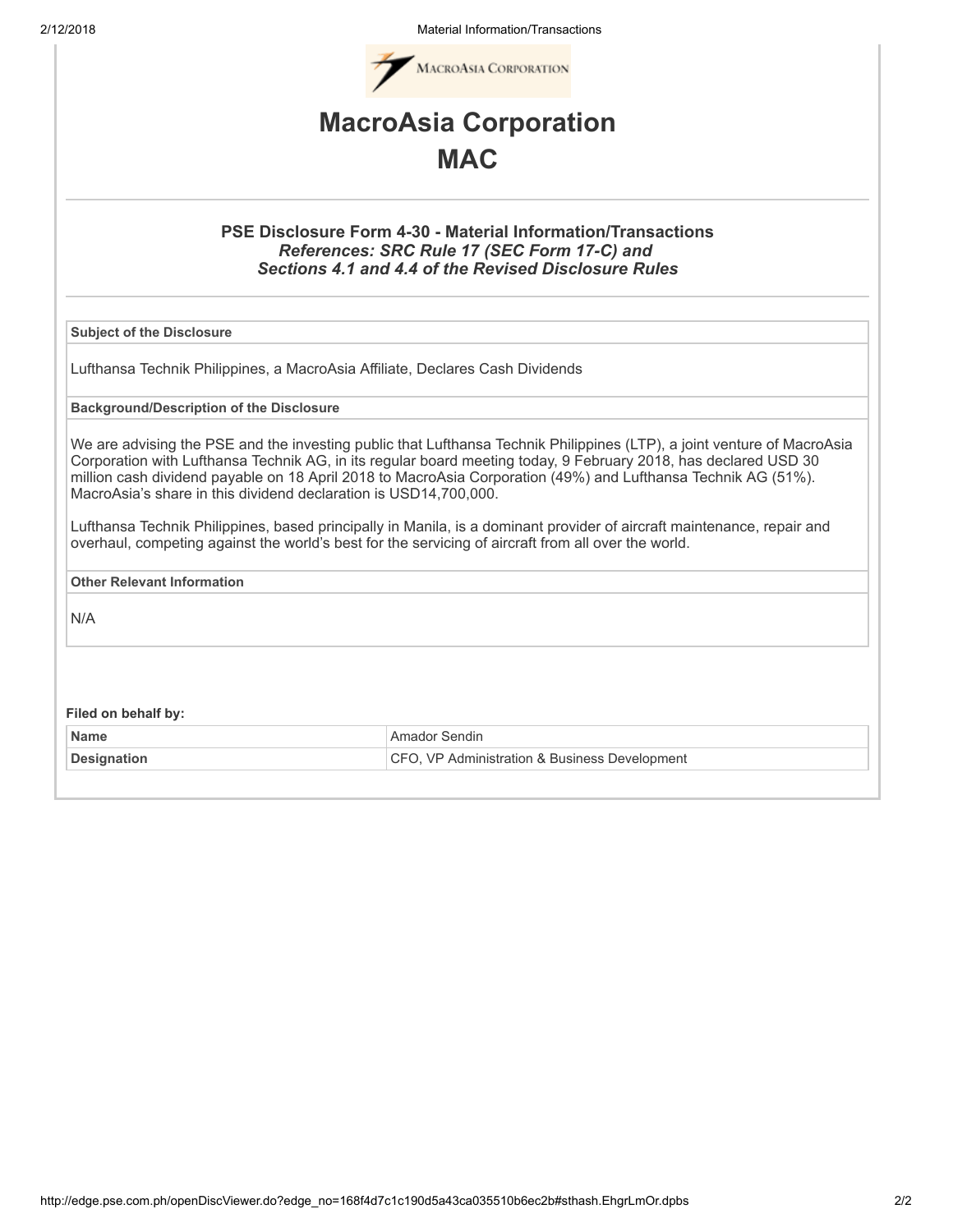# MacroAsia Corporation

# MAC

### PSE Disclosure Form 4-30 - Material Information/Transactions

***References: SRC Rule 17 (SEC Form 17-C) and Sections 4.1 and 4.4 of the Revised Disclosure Rules***

**Subject of the Disclosure**

Lufthansa Technik Philippines, a MacroAsia Affiliate, Declares Cash Dividends

**Background/Description of the Disclosure**

We are advising the PSE and the investing public that Lufthansa Technik Philippines (LTP), a joint venture of MacroAsia Corporation with Lufthansa Technik AG, in its regular board meeting today, 9 February 2018, has declared USD 30 million cash dividend payable on 18 April 2018 to MacroAsia Corporation (49%) and Lufthansa Technik AG (51%). MacroAsia's share in this dividend declaration is USD14,700,000.

Lufthansa Technik Philippines, based principally in Manila, is a dominant provider of aircraft maintenance, repair and overhaul, competing against the world's best for the servicing of aircraft from all over the world.

**Other Relevant Information**

N/A

**Filed on behalf by:**

| | |
|---|---|
| **Name** | Amador Sendin |
| **Designation** | CFO, VP Administration & Business Development |